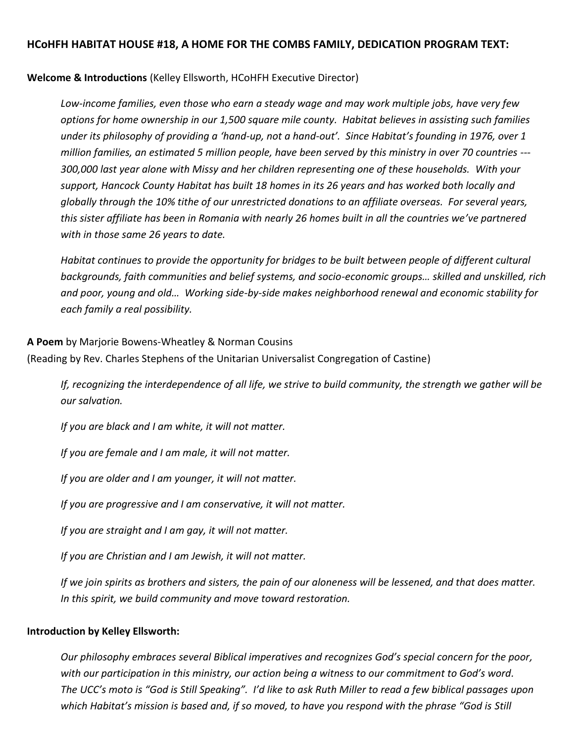**HCoHFH HABITAT HOUSE #18, A HOME FOR THE COMBS FAMILY, DEDICATION PROGRAM TEXT:**

**Welcome & Introductions** (Kelley Ellsworth, HCoHFH Executive Director)

> *Low-income families, even those who earn a steady wage and may work multiple jobs, have very few options for home ownership in our 1,500 square mile county. Habitat believes in assisting such families under its philosophy of providing a 'hand-up, not a hand-out'. Since Habitat's founding in 1976, over 1 million families, an estimated 5 million people, have been served by this ministry in over 70 countries --- 300,000 last year alone with Missy and her children representing one of these households. With your support, Hancock County Habitat has built 18 homes in its 26 years and has worked both locally and globally through the 10% tithe of our unrestricted donations to an affiliate overseas. For several years, this sister affiliate has been in Romania with nearly 26 homes built in all the countries we've partnered with in those same 26 years to date.*
>
> *Habitat continues to provide the opportunity for bridges to be built between people of different cultural backgrounds, faith communities and belief systems, and socio-economic groups… skilled and unskilled, rich and poor, young and old… Working side-by-side makes neighborhood renewal and economic stability for each family a real possibility.*

**A Poem** by Marjorie Bowens-Wheatley & Norman Cousins
(Reading by Rev. Charles Stephens of the Unitarian Universalist Congregation of Castine)

> *If, recognizing the interdependence of all life, we strive to build community, the strength we gather will be our salvation.*
>
> *If you are black and I am white, it will not matter.*
>
> *If you are female and I am male, it will not matter.*
>
> *If you are older and I am younger, it will not matter.*
>
> *If you are progressive and I am conservative, it will not matter.*
>
> *If you are straight and I am gay, it will not matter.*
>
> *If you are Christian and I am Jewish, it will not matter.*
>
> *If we join spirits as brothers and sisters, the pain of our aloneness will be lessened, and that does matter. In this spirit, we build community and move toward restoration.*

**Introduction by Kelley Ellsworth:**

> *Our philosophy embraces several Biblical imperatives and recognizes God's special concern for the poor, with our participation in this ministry, our action being a witness to our commitment to God's word. The UCC's moto is "God is Still Speaking". I'd like to ask Ruth Miller to read a few biblical passages upon which Habitat's mission is based and, if so moved, to have you respond with the phrase "God is Still*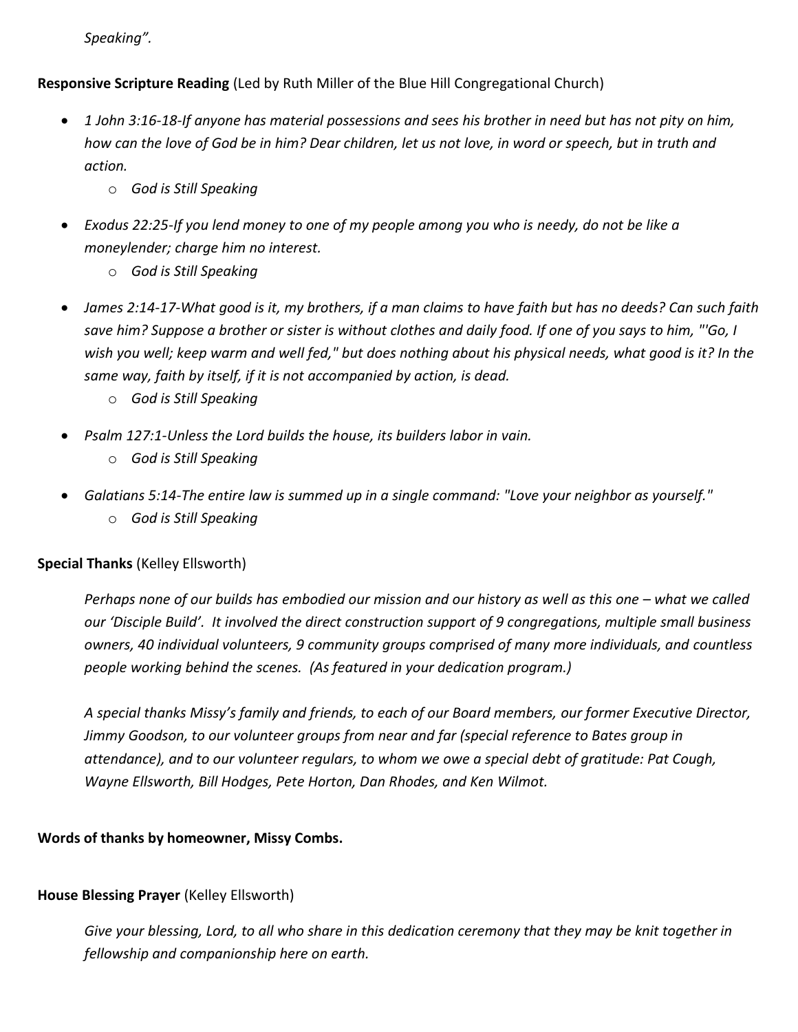*Speaking".*

**Responsive Scripture Reading** (Led by Ruth Miller of the Blue Hill Congregational Church)

- *1 John 3:16-18-If anyone has material possessions and sees his brother in need but has not pity on him, how can the love of God be in him? Dear children, let us not love, in word or speech, but in truth and action.*
    - *God is Still Speaking*
- *Exodus 22:25-If you lend money to one of my people among you who is needy, do not be like a moneylender; charge him no interest.*
    - *God is Still Speaking*
- *James 2:14-17-What good is it, my brothers, if a man claims to have faith but has no deeds? Can such faith save him? Suppose a brother or sister is without clothes and daily food. If one of you says to him, "'Go, I wish you well; keep warm and well fed," but does nothing about his physical needs, what good is it? In the same way, faith by itself, if it is not accompanied by action, is dead.*
    - *God is Still Speaking*
- *Psalm 127:1-Unless the Lord builds the house, its builders labor in vain.*
    - *God is Still Speaking*
- *Galatians 5:14-The entire law is summed up in a single command: "Love your neighbor as yourself."*
    - *God is Still Speaking*

**Special Thanks** (Kelley Ellsworth)

*Perhaps none of our builds has embodied our mission and our history as well as this one – what we called our 'Disciple Build'. It involved the direct construction support of 9 congregations, multiple small business owners, 40 individual volunteers, 9 community groups comprised of many more individuals, and countless people working behind the scenes. (As featured in your dedication program.)*

*A special thanks Missy's family and friends, to each of our Board members, our former Executive Director, Jimmy Goodson, to our volunteer groups from near and far (special reference to Bates group in attendance), and to our volunteer regulars, to whom we owe a special debt of gratitude: Pat Cough, Wayne Ellsworth, Bill Hodges, Pete Horton, Dan Rhodes, and Ken Wilmot.*

**Words of thanks by homeowner, Missy Combs.**

**House Blessing Prayer** (Kelley Ellsworth)

*Give your blessing, Lord, to all who share in this dedication ceremony that they may be knit together in fellowship and companionship here on earth.*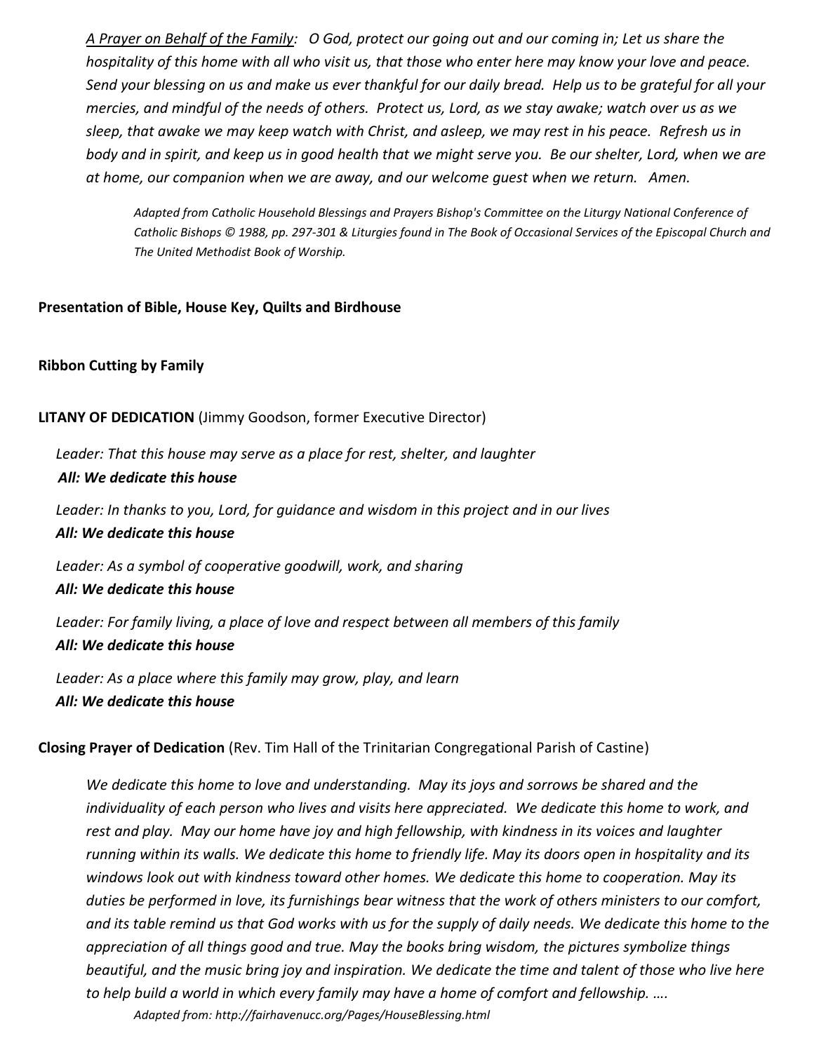*<u>A Prayer on Behalf of the Family</u>: O God, protect our going out and our coming in; Let us share the hospitality of this home with all who visit us, that those who enter here may know your love and peace. Send your blessing on us and make us ever thankful for our daily bread. Help us to be grateful for all your mercies, and mindful of the needs of others. Protect us, Lord, as we stay awake; watch over us as we sleep, that awake we may keep watch with Christ, and asleep, we may rest in his peace. Refresh us in body and in spirit, and keep us in good health that we might serve you. Be our shelter, Lord, when we are at home, our companion when we are away, and our welcome guest when we return. Amen.*

*Adapted from Catholic Household Blessings and Prayers Bishop's Committee on the Liturgy National Conference of Catholic Bishops © 1988, pp. 297-301 & Liturgies found in The Book of Occasional Services of the Episcopal Church and The United Methodist Book of Worship.*

**Presentation of Bible, House Key, Quilts and Birdhouse**

**Ribbon Cutting by Family**

**LITANY OF DEDICATION** (Jimmy Goodson, former Executive Director)

*Leader: That this house may serve as a place for rest, shelter, and laughter*
***All: We dedicate this house***

*Leader: In thanks to you, Lord, for guidance and wisdom in this project and in our lives*
***All: We dedicate this house***

*Leader: As a symbol of cooperative goodwill, work, and sharing*
***All: We dedicate this house***

*Leader: For family living, a place of love and respect between all members of this family*
***All: We dedicate this house***

*Leader: As a place where this family may grow, play, and learn*
***All: We dedicate this house***

**Closing Prayer of Dedication** (Rev. Tim Hall of the Trinitarian Congregational Parish of Castine)

*We dedicate this home to love and understanding. May its joys and sorrows be shared and the individuality of each person who lives and visits here appreciated. We dedicate this home to work, and rest and play. May our home have joy and high fellowship, with kindness in its voices and laughter running within its walls. We dedicate this home to friendly life. May its doors open in hospitality and its windows look out with kindness toward other homes. We dedicate this home to cooperation. May its duties be performed in love, its furnishings bear witness that the work of others ministers to our comfort, and its table remind us that God works with us for the supply of daily needs. We dedicate this home to the appreciation of all things good and true. May the books bring wisdom, the pictures symbolize things beautiful, and the music bring joy and inspiration. We dedicate the time and talent of those who live here to help build a world in which every family may have a home of comfort and fellowship. ….*

*Adapted from: http://fairhavenucc.org/Pages/HouseBlessing.html*